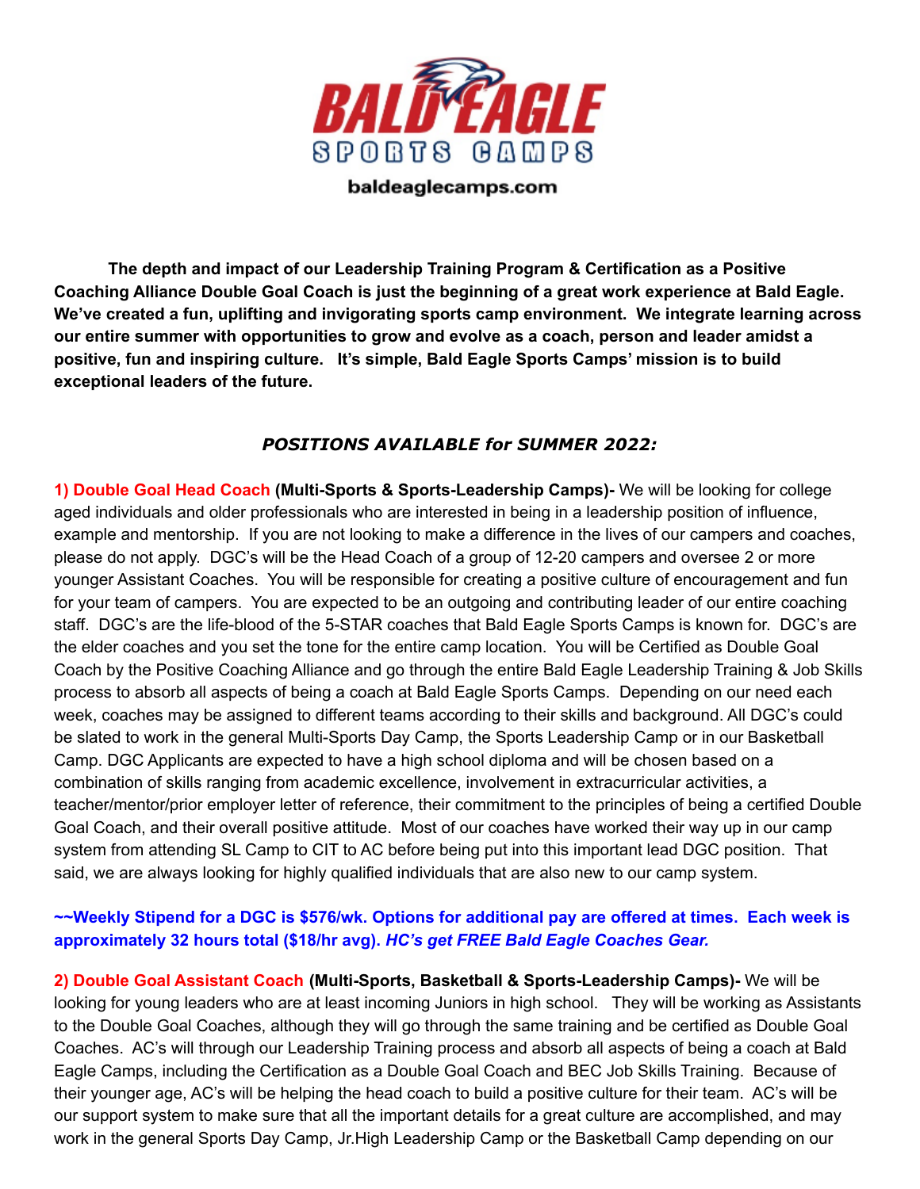# BALD EAGLE SPORTS CAMPS

baldeaglecamps.com

**The depth and impact of our Leadership Training Program & Certification as a Positive Coaching Alliance Double Goal Coach is just the beginning of a great work experience at Bald Eagle. We've created a fun, uplifting and invigorating sports camp environment. We integrate learning across our entire summer with opportunities to grow and evolve as a coach, person and leader amidst a positive, fun and inspiring culture. It's simple, Bald Eagle Sports Camps' mission is to build exceptional leaders of the future.**

## *POSITIONS AVAILABLE for SUMMER 2022:*

**1) Double Goal Head Coach (Multi-Sports & Sports-Leadership Camps)-** We will be looking for college aged individuals and older professionals who are interested in being in a leadership position of influence, example and mentorship. If you are not looking to make a difference in the lives of our campers and coaches, please do not apply. DGC's will be the Head Coach of a group of 12-20 campers and oversee 2 or more younger Assistant Coaches. You will be responsible for creating a positive culture of encouragement and fun for your team of campers. You are expected to be an outgoing and contributing leader of our entire coaching staff. DGC's are the life-blood of the 5-STAR coaches that Bald Eagle Sports Camps is known for. DGC's are the elder coaches and you set the tone for the entire camp location. You will be Certified as Double Goal Coach by the Positive Coaching Alliance and go through the entire Bald Eagle Leadership Training & Job Skills process to absorb all aspects of being a coach at Bald Eagle Sports Camps. Depending on our need each week, coaches may be assigned to different teams according to their skills and background. All DGC's could be slated to work in the general Multi-Sports Day Camp, the Sports Leadership Camp or in our Basketball Camp. DGC Applicants are expected to have a high school diploma and will be chosen based on a combination of skills ranging from academic excellence, involvement in extracurricular activities, a teacher/mentor/prior employer letter of reference, their commitment to the principles of being a certified Double Goal Coach, and their overall positive attitude. Most of our coaches have worked their way up in our camp system from attending SL Camp to CIT to AC before being put into this important lead DGC position. That said, we are always looking for highly qualified individuals that are also new to our camp system.

**~~Weekly Stipend for a DGC is $576/wk. Options for additional pay are offered at times. Each week is approximately 32 hours total ($18/hr avg). *HC's get FREE Bald Eagle Coaches Gear.***

**2) Double Goal Assistant Coach (Multi-Sports, Basketball & Sports-Leadership Camps)-** We will be looking for young leaders who are at least incoming Juniors in high school. They will be working as Assistants to the Double Goal Coaches, although they will go through the same training and be certified as Double Goal Coaches. AC's will through our Leadership Training process and absorb all aspects of being a coach at Bald Eagle Camps, including the Certification as a Double Goal Coach and BEC Job Skills Training. Because of their younger age, AC's will be helping the head coach to build a positive culture for their team. AC's will be our support system to make sure that all the important details for a great culture are accomplished, and may work in the general Sports Day Camp, Jr.High Leadership Camp or the Basketball Camp depending on our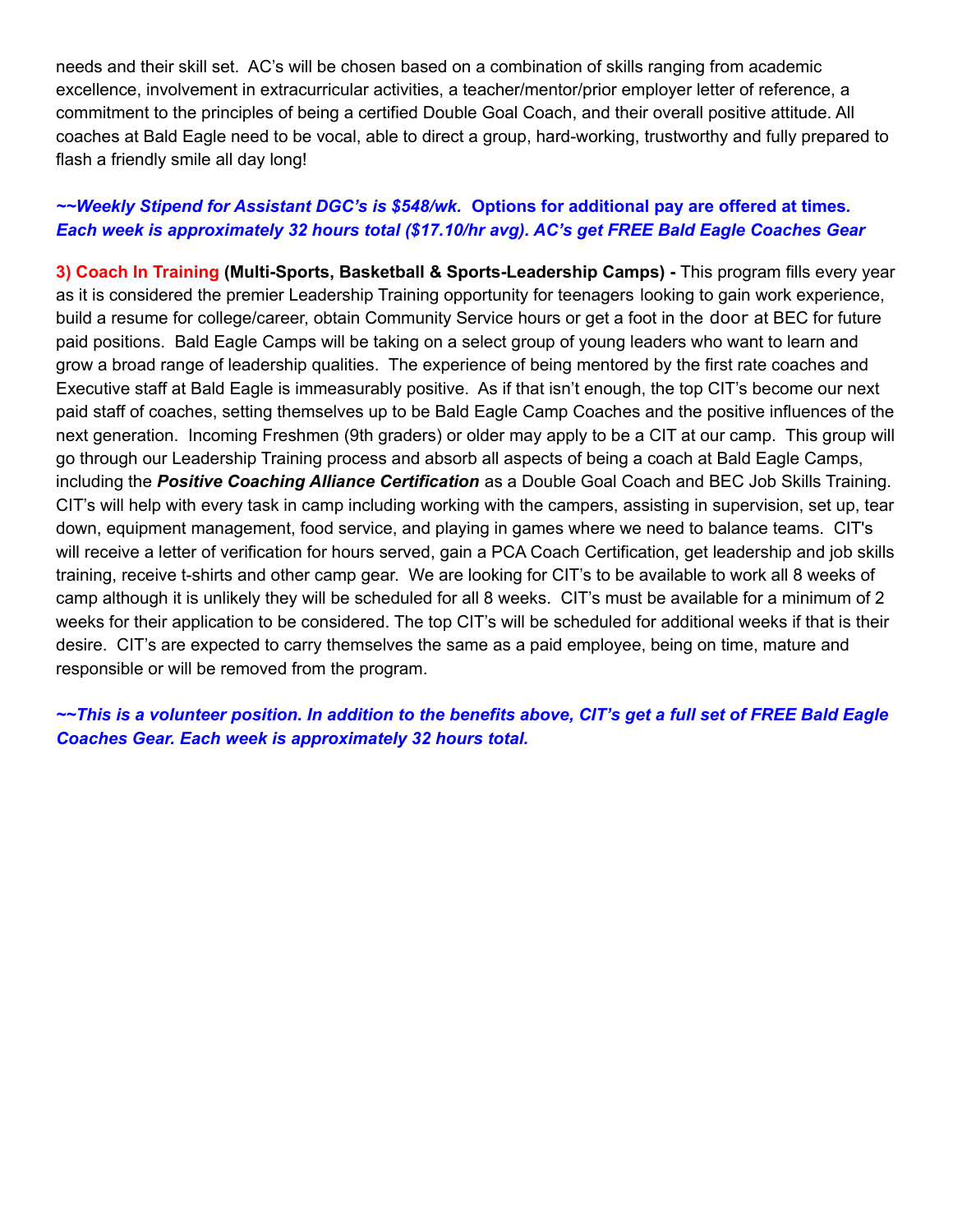needs and their skill set. AC's will be chosen based on a combination of skills ranging from academic excellence, involvement in extracurricular activities, a teacher/mentor/prior employer letter of reference, a commitment to the principles of being a certified Double Goal Coach, and their overall positive attitude. All coaches at Bald Eagle need to be vocal, able to direct a group, hard-working, trustworthy and fully prepared to flash a friendly smile all day long!

***~~Weekly Stipend for Assistant DGC's is $548/wk. Options for additional pay are offered at times. Each week is approximately 32 hours total ($17.10/hr avg). AC's get FREE Bald Eagle Coaches Gear***

**3) Coach In Training (Multi-Sports, Basketball & Sports-Leadership Camps) -** This program fills every year as it is considered the premier Leadership Training opportunity for teenagers looking to gain work experience, build a resume for college/career, obtain Community Service hours or get a foot in the door at BEC for future paid positions. Bald Eagle Camps will be taking on a select group of young leaders who want to learn and grow a broad range of leadership qualities. The experience of being mentored by the first rate coaches and Executive staff at Bald Eagle is immeasurably positive. As if that isn't enough, the top CIT's become our next paid staff of coaches, setting themselves up to be Bald Eagle Camp Coaches and the positive influences of the next generation. Incoming Freshmen (9th graders) or older may apply to be a CIT at our camp. This group will go through our Leadership Training process and absorb all aspects of being a coach at Bald Eagle Camps, including the ***Positive Coaching Alliance Certification*** as a Double Goal Coach and BEC Job Skills Training. CIT's will help with every task in camp including working with the campers, assisting in supervision, set up, tear down, equipment management, food service, and playing in games where we need to balance teams. CIT's will receive a letter of verification for hours served, gain a PCA Coach Certification, get leadership and job skills training, receive t-shirts and other camp gear. We are looking for CIT's to be available to work all 8 weeks of camp although it is unlikely they will be scheduled for all 8 weeks. CIT's must be available for a minimum of 2 weeks for their application to be considered. The top CIT's will be scheduled for additional weeks if that is their desire. CIT's are expected to carry themselves the same as a paid employee, being on time, mature and responsible or will be removed from the program.

***~~This is a volunteer position. In addition to the benefits above, CIT's get a full set of FREE Bald Eagle Coaches Gear. Each week is approximately 32 hours total.***